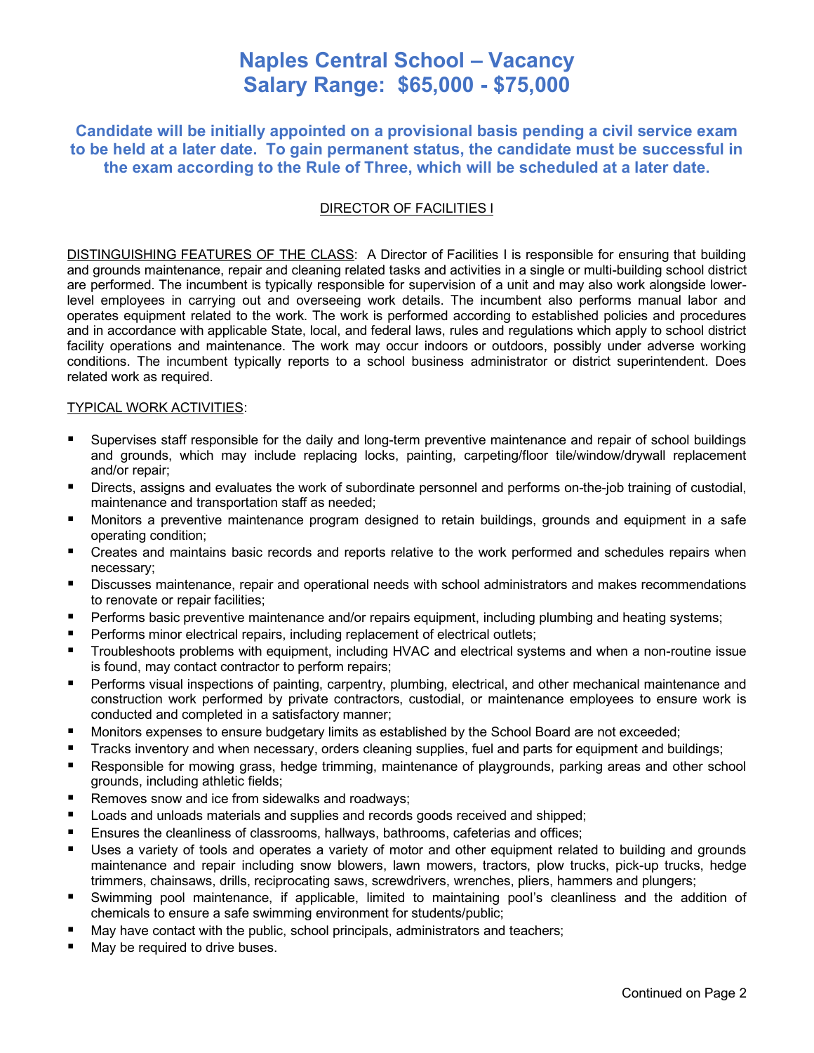# Naples Central School – Vacancy
# Salary Range: $65,000 - $75,000

### Candidate will be initially appointed on a provisional basis pending a civil service exam to be held at a later date. To gain permanent status, the candidate must be successful in the exam according to the Rule of Three, which will be scheduled at a later date.

## DIRECTOR OF FACILITIES I

DISTINGUISHING FEATURES OF THE CLASS: A Director of Facilities I is responsible for ensuring that building and grounds maintenance, repair and cleaning related tasks and activities in a single or multi-building school district are performed. The incumbent is typically responsible for supervision of a unit and may also work alongside lower-level employees in carrying out and overseeing work details. The incumbent also performs manual labor and operates equipment related to the work. The work is performed according to established policies and procedures and in accordance with applicable State, local, and federal laws, rules and regulations which apply to school district facility operations and maintenance. The work may occur indoors or outdoors, possibly under adverse working conditions. The incumbent typically reports to a school business administrator or district superintendent. Does related work as required.

TYPICAL WORK ACTIVITIES:

- Supervises staff responsible for the daily and long-term preventive maintenance and repair of school buildings and grounds, which may include replacing locks, painting, carpeting/floor tile/window/drywall replacement and/or repair;
- Directs, assigns and evaluates the work of subordinate personnel and performs on-the-job training of custodial, maintenance and transportation staff as needed;
- Monitors a preventive maintenance program designed to retain buildings, grounds and equipment in a safe operating condition;
- Creates and maintains basic records and reports relative to the work performed and schedules repairs when necessary;
- Discusses maintenance, repair and operational needs with school administrators and makes recommendations to renovate or repair facilities;
- Performs basic preventive maintenance and/or repairs equipment, including plumbing and heating systems;
- Performs minor electrical repairs, including replacement of electrical outlets;
- Troubleshoots problems with equipment, including HVAC and electrical systems and when a non-routine issue is found, may contact contractor to perform repairs;
- Performs visual inspections of painting, carpentry, plumbing, electrical, and other mechanical maintenance and construction work performed by private contractors, custodial, or maintenance employees to ensure work is conducted and completed in a satisfactory manner;
- Monitors expenses to ensure budgetary limits as established by the School Board are not exceeded;
- Tracks inventory and when necessary, orders cleaning supplies, fuel and parts for equipment and buildings;
- Responsible for mowing grass, hedge trimming, maintenance of playgrounds, parking areas and other school grounds, including athletic fields;
- Removes snow and ice from sidewalks and roadways;
- Loads and unloads materials and supplies and records goods received and shipped;
- Ensures the cleanliness of classrooms, hallways, bathrooms, cafeterias and offices;
- Uses a variety of tools and operates a variety of motor and other equipment related to building and grounds maintenance and repair including snow blowers, lawn mowers, tractors, plow trucks, pick-up trucks, hedge trimmers, chainsaws, drills, reciprocating saws, screwdrivers, wrenches, pliers, hammers and plungers;
- Swimming pool maintenance, if applicable, limited to maintaining pool's cleanliness and the addition of chemicals to ensure a safe swimming environment for students/public;
- May have contact with the public, school principals, administrators and teachers;
- May be required to drive buses.

Continued on Page 2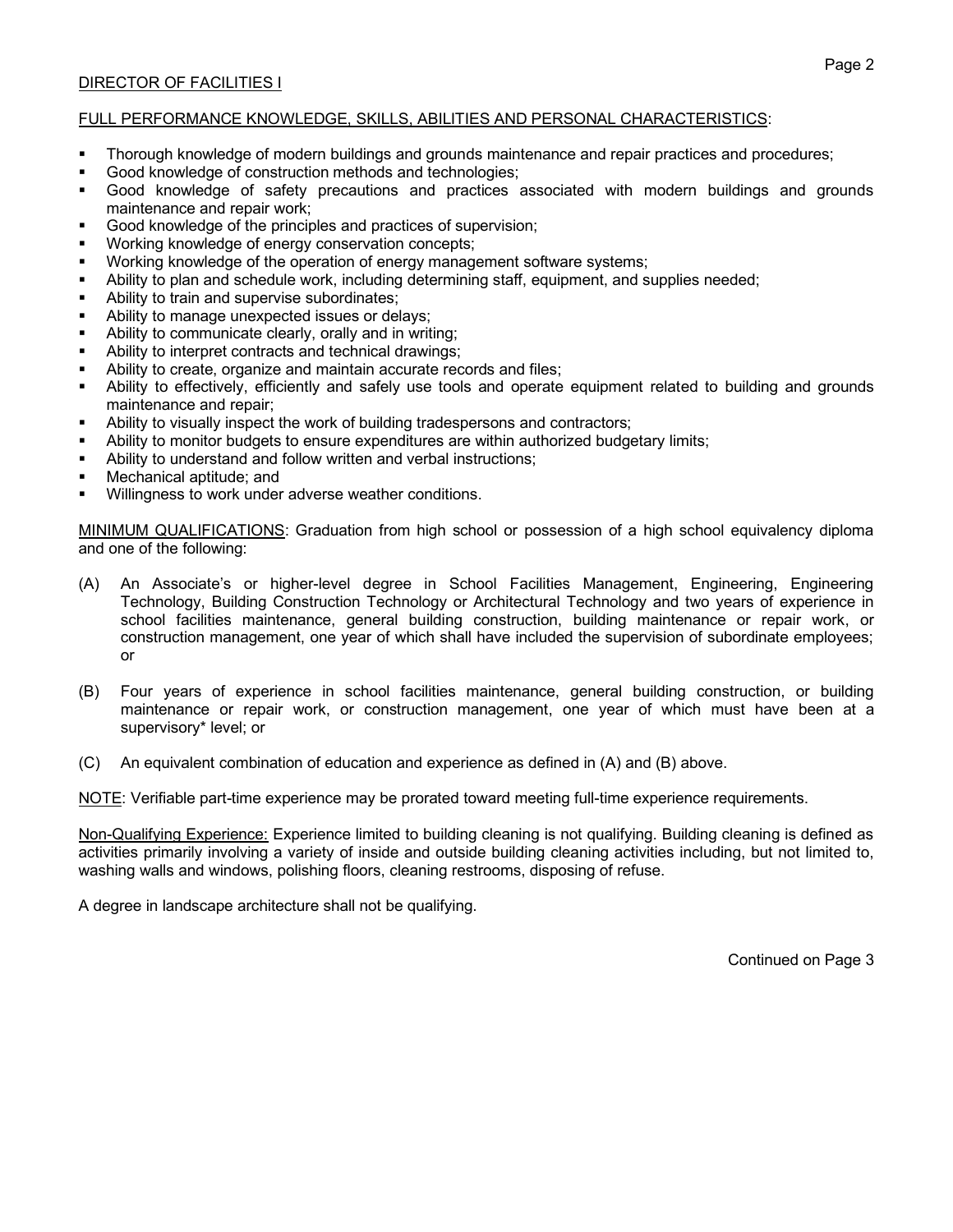## FULL PERFORMANCE KNOWLEDGE, SKILLS, ABILITIES AND PERSONAL CHARACTERISTICS:

- Thorough knowledge of modern buildings and grounds maintenance and repair practices and procedures;
- Good knowledge of construction methods and technologies;
- Good knowledge of safety precautions and practices associated with modern buildings and grounds maintenance and repair work;
- Good knowledge of the principles and practices of supervision;
- Working knowledge of energy conservation concepts;
- Working knowledge of the operation of energy management software systems;
- Ability to plan and schedule work, including determining staff, equipment, and supplies needed;
- Ability to train and supervise subordinates;
- Ability to manage unexpected issues or delays;
- Ability to communicate clearly, orally and in writing;
- Ability to interpret contracts and technical drawings;
- Ability to create, organize and maintain accurate records and files;
- Ability to effectively, efficiently and safely use tools and operate equipment related to building and grounds maintenance and repair;
- Ability to visually inspect the work of building tradespersons and contractors;
- Ability to monitor budgets to ensure expenditures are within authorized budgetary limits;
- Ability to understand and follow written and verbal instructions;
- Mechanical aptitude; and
- Willingness to work under adverse weather conditions.

MINIMUM QUALIFICATIONS: Graduation from high school or possession of a high school equivalency diploma and one of the following:

(A) An Associate's or higher-level degree in School Facilities Management, Engineering, Engineering Technology, Building Construction Technology or Architectural Technology and two years of experience in school facilities maintenance, general building construction, building maintenance or repair work, or construction management, one year of which shall have included the supervision of subordinate employees; or

(B) Four years of experience in school facilities maintenance, general building construction, or building maintenance or repair work, or construction management, one year of which must have been at a supervisory* level; or

(C) An equivalent combination of education and experience as defined in (A) and (B) above.

NOTE: Verifiable part-time experience may be prorated toward meeting full-time experience requirements.

Non-Qualifying Experience: Experience limited to building cleaning is not qualifying. Building cleaning is defined as activities primarily involving a variety of inside and outside building cleaning activities including, but not limited to, washing walls and windows, polishing floors, cleaning restrooms, disposing of refuse.

A degree in landscape architecture shall not be qualifying.

Continued on Page 3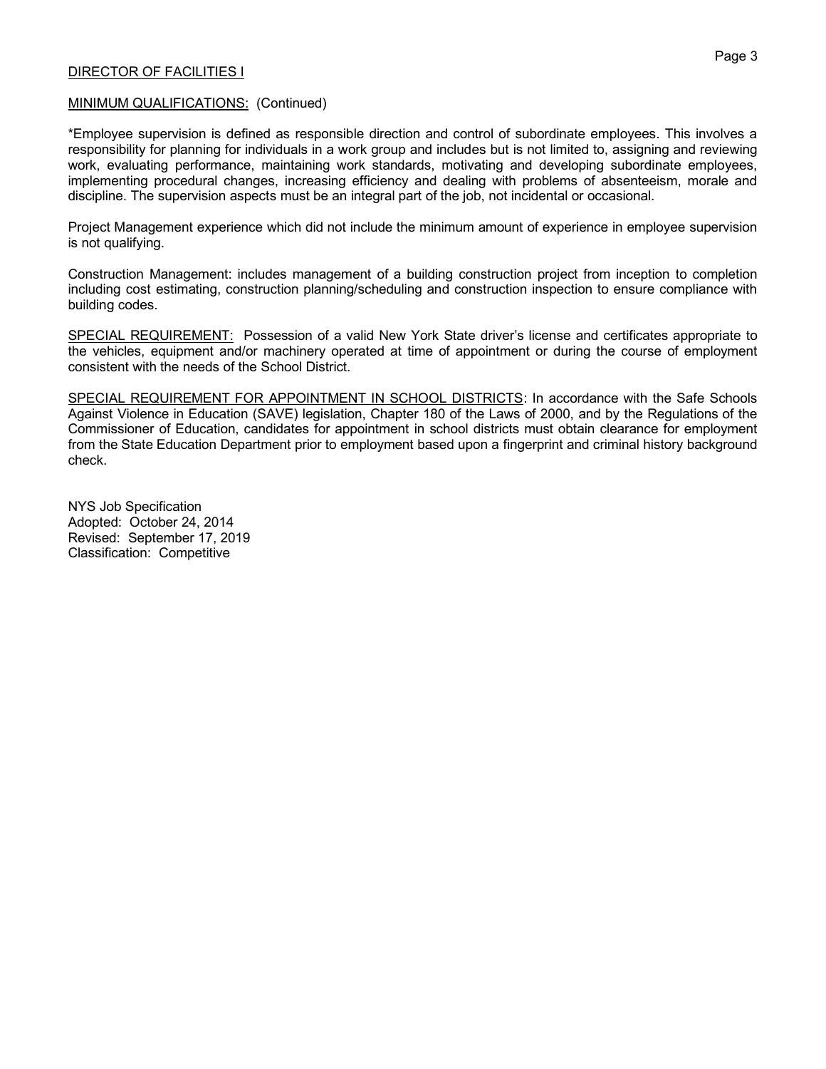MINIMUM QUALIFICATIONS: (Continued)

*Employee supervision is defined as responsible direction and control of subordinate employees. This involves a responsibility for planning for individuals in a work group and includes but is not limited to, assigning and reviewing work, evaluating performance, maintaining work standards, motivating and developing subordinate employees, implementing procedural changes, increasing efficiency and dealing with problems of absenteeism, morale and discipline. The supervision aspects must be an integral part of the job, not incidental or occasional.

Project Management experience which did not include the minimum amount of experience in employee supervision is not qualifying.

Construction Management: includes management of a building construction project from inception to completion including cost estimating, construction planning/scheduling and construction inspection to ensure compliance with building codes.

SPECIAL REQUIREMENT: Possession of a valid New York State driver's license and certificates appropriate to the vehicles, equipment and/or machinery operated at time of appointment or during the course of employment consistent with the needs of the School District.

SPECIAL REQUIREMENT FOR APPOINTMENT IN SCHOOL DISTRICTS: In accordance with the Safe Schools Against Violence in Education (SAVE) legislation, Chapter 180 of the Laws of 2000, and by the Regulations of the Commissioner of Education, candidates for appointment in school districts must obtain clearance for employment from the State Education Department prior to employment based upon a fingerprint and criminal history background check.

NYS Job Specification
Adopted: October 24, 2014
Revised: September 17, 2019
Classification: Competitive